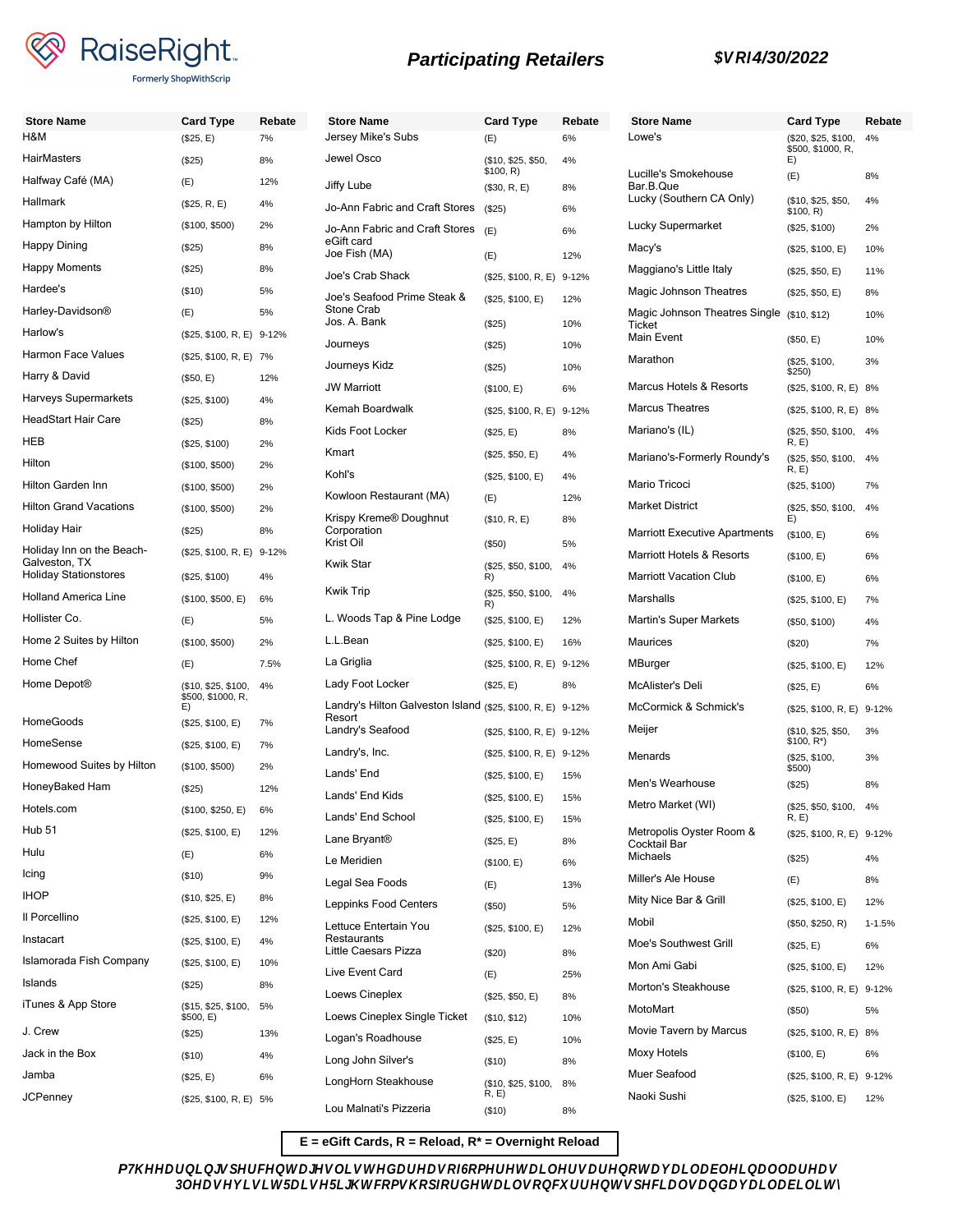# Participating Retailers

**$VRI4/30/2022**

| Store Name | Card Type | Rebate |
|---|---|---|
| H&M | ($25, E) | 7% |
| HairMasters | ($25) | 8% |
| Halfway Café (MA) | (E) | 12% |
| Hallmark | ($25, R, E) | 4% |
| Hampton by Hilton | ($100, $500) | 2% |
| Happy Dining | ($25) | 8% |
| Happy Moments | ($25) | 8% |
| Hardee's | ($10) | 5% |
| Harley-Davidson® | (E) | 5% |
| Harlow's | ($25, $100, R, E) | 9-12% |
| Harmon Face Values | ($25, $100, R, E) | 7% |
| Harry & David | ($50, E) | 12% |
| Harveys Supermarkets | ($25, $100) | 4% |
| HeadStart Hair Care | ($25) | 8% |
| HEB | ($25, $100) | 2% |
| Hilton | ($100, $500) | 2% |
| Hilton Garden Inn | ($100, $500) | 2% |
| Hilton Grand Vacations | ($100, $500) | 2% |
| Holiday Hair | ($25) | 8% |
| Holiday Inn on the Beach-Galveston, TX | ($25, $100, R, E) | 9-12% |
| Holiday Stationstores | ($25, $100) | 4% |
| Holland America Line | ($100, $500, E) | 6% |
| Hollister Co. | (E) | 5% |
| Home 2 Suites by Hilton | ($100, $500) | 2% |
| Home Chef | (E) | 7.5% |
| Home Depot® | ($10, $25, $100, $500, $1000, R, E) | 4% |
| HomeGoods | ($25, $100, E) | 7% |
| HomeSense | ($25, $100, E) | 7% |
| Homewood Suites by Hilton | ($100, $500) | 2% |
| HoneyBaked Ham | ($25) | 12% |
| Hotels.com | ($100, $250, E) | 6% |
| Hub 51 | ($25, $100, E) | 12% |
| Hulu | (E) | 6% |
| Icing | ($10) | 9% |
| IHOP | ($10, $25, E) | 8% |
| Il Porcellino | ($25, $100, E) | 12% |
| Instacart | ($25, $100, E) | 4% |
| Islamorada Fish Company | ($25, $100, E) | 10% |
| Islands | ($25) | 8% |
| iTunes & App Store | ($15, $25, $100, $500, E) | 5% |
| J. Crew | ($25) | 13% |
| Jack in the Box | ($10) | 4% |
| Jamba | ($25, E) | 6% |
| JCPenney | ($25, $100, R, E) | 5% |
| Jersey Mike's Subs | (E) | 6% |
| Jewel Osco | ($10, $25, $50, $100, R) | 4% |
| Jiffy Lube | ($30, R, E) | 8% |
| Jo-Ann Fabric and Craft Stores | ($25) | 6% |
| Jo-Ann Fabric and Craft Stores eGift card | (E) | 6% |
| Joe Fish (MA) | (E) | 12% |
| Joe's Crab Shack | ($25, $100, R, E) | 9-12% |
| Joe's Seafood Prime Steak & Stone Crab | ($25, $100, E) | 12% |
| Jos. A. Bank | ($25) | 10% |
| Journeys | ($25) | 10% |
| Journeys Kidz | ($25) | 10% |
| JW Marriott | ($100, E) | 6% |
| Kemah Boardwalk | ($25, $100, R, E) | 9-12% |
| Kids Foot Locker | ($25, E) | 8% |
| Kmart | ($25, $50, E) | 4% |
| Kohl's | ($25, $100, E) | 4% |
| Kowloon Restaurant (MA) | (E) | 12% |
| Krispy Kreme® Doughnut Corporation | ($10, R, E) | 8% |
| Krist Oil | ($50) | 5% |
| Kwik Star | ($25, $50, $100, R) | 4% |
| Kwik Trip | ($25, $50, $100, R) | 4% |
| L. Woods Tap & Pine Lodge | ($25, $100, E) | 12% |
| L.L.Bean | ($25, $100, E) | 16% |
| La Griglia | ($25, $100, R, E) | 9-12% |
| Lady Foot Locker | ($25, E) | 8% |
| Landry's Hilton Galveston Island Resort | ($25, $100, R, E) | 9-12% |
| Landry's Seafood | ($25, $100, R, E) | 9-12% |
| Landry's, Inc. | ($25, $100, R, E) | 9-12% |
| Lands' End | ($25, $100, E) | 15% |
| Lands' End Kids | ($25, $100, E) | 15% |
| Lands' End School | ($25, $100, E) | 15% |
| Lane Bryant® | ($25, E) | 8% |
| Le Meridien | ($100, E) | 6% |
| Legal Sea Foods | (E) | 13% |
| Leppinks Food Centers | ($50) | 5% |
| Lettuce Entertain You Restaurants | ($25, $100, E) | 12% |
| Little Caesars Pizza | ($20) | 8% |
| Live Event Card | (E) | 25% |
| Loews Cineplex | ($25, $50, E) | 8% |
| Loews Cineplex Single Ticket | ($10, $12) | 10% |
| Logan's Roadhouse | ($25, E) | 10% |
| Long John Silver's | ($10) | 8% |
| LongHorn Steakhouse | ($10, $25, $100, R, E) | 8% |
| Lou Malnati's Pizzeria | ($10) | 8% |
| Lowe's | ($20, $25, $100, $500, $1000, R, E) | 4% |
| Lucille's Smokehouse Bar.B.Que | (E) | 8% |
| Lucky (Southern CA Only) | ($10, $25, $50, $100, R) | 4% |
| Lucky Supermarket | ($25, $100) | 2% |
| Macy's | ($25, $100, E) | 10% |
| Maggiano's Little Italy | ($25, $50, E) | 11% |
| Magic Johnson Theatres | ($25, $50, E) | 8% |
| Magic Johnson Theatres Single Ticket | ($10, $12) | 10% |
| Main Event | ($50, E) | 10% |
| Marathon | ($25, $100, $250) | 3% |
| Marcus Hotels & Resorts | ($25, $100, R, E) | 8% |
| Marcus Theatres | ($25, $100, R, E) | 8% |
| Mariano's (IL) | ($25, $50, $100, R, E) | 4% |
| Mariano's-Formerly Roundy's | ($25, $50, $100, R, E) | 4% |
| Mario Tricoci | ($25, $100) | 7% |
| Market District | ($25, $50, $100, E) | 4% |
| Marriott Executive Apartments | ($100, E) | 6% |
| Marriott Hotels & Resorts | ($100, E) | 6% |
| Marriott Vacation Club | ($100, E) | 6% |
| Marshalls | ($25, $100, E) | 7% |
| Martin's Super Markets | ($50, $100) | 4% |
| Maurices | ($20) | 7% |
| MBurger | ($25, $100, E) | 12% |
| McAlister's Deli | ($25, E) | 6% |
| McCormick & Schmick's | ($25, $100, R, E) | 9-12% |
| Meijer | ($10, $25, $50, $100, R*) | 3% |
| Menards | ($25, $100, $500) | 3% |
| Men's Wearhouse | ($25) | 8% |
| Metro Market (WI) | ($25, $50, $100, R, E) | 4% |
| Metropolis Oyster Room & Cocktail Bar | ($25, $100, R, E) | 9-12% |
| Michaels | ($25) | 4% |
| Miller's Ale House | (E) | 8% |
| Mity Nice Bar & Grill | ($25, $100, E) | 12% |
| Mobil | ($50, $250, R) | 1-1.5% |
| Moe's Southwest Grill | ($25, E) | 6% |
| Mon Ami Gabi | ($25, $100, E) | 12% |
| Morton's Steakhouse | ($25, $100, R, E) | 9-12% |
| MotoMart | ($50) | 5% |
| Movie Tavern by Marcus | ($25, $100, R, E) | 8% |
| Moxy Hotels | ($100, E) | 6% |
| Muer Seafood | ($25, $100, R, E) | 9-12% |
| Naoki Sushi | ($25, $100, E) | 12% |

**E = eGift Cards, R = Reload, R* = Overnight Reload**

*P7KHHDUQLQJVSHUFHQWDJHVOLVWHGDUHDVRI6RPHUHWDLOHUVDUHQRWDYDLODEOHLQDOODUHDV 3OHDVHYLVLW5DLVH5LJKWFRPVKRSIRUGHWDLOVRQFXUUHQWVSHFLDOVDQGDYDLODELOLW\*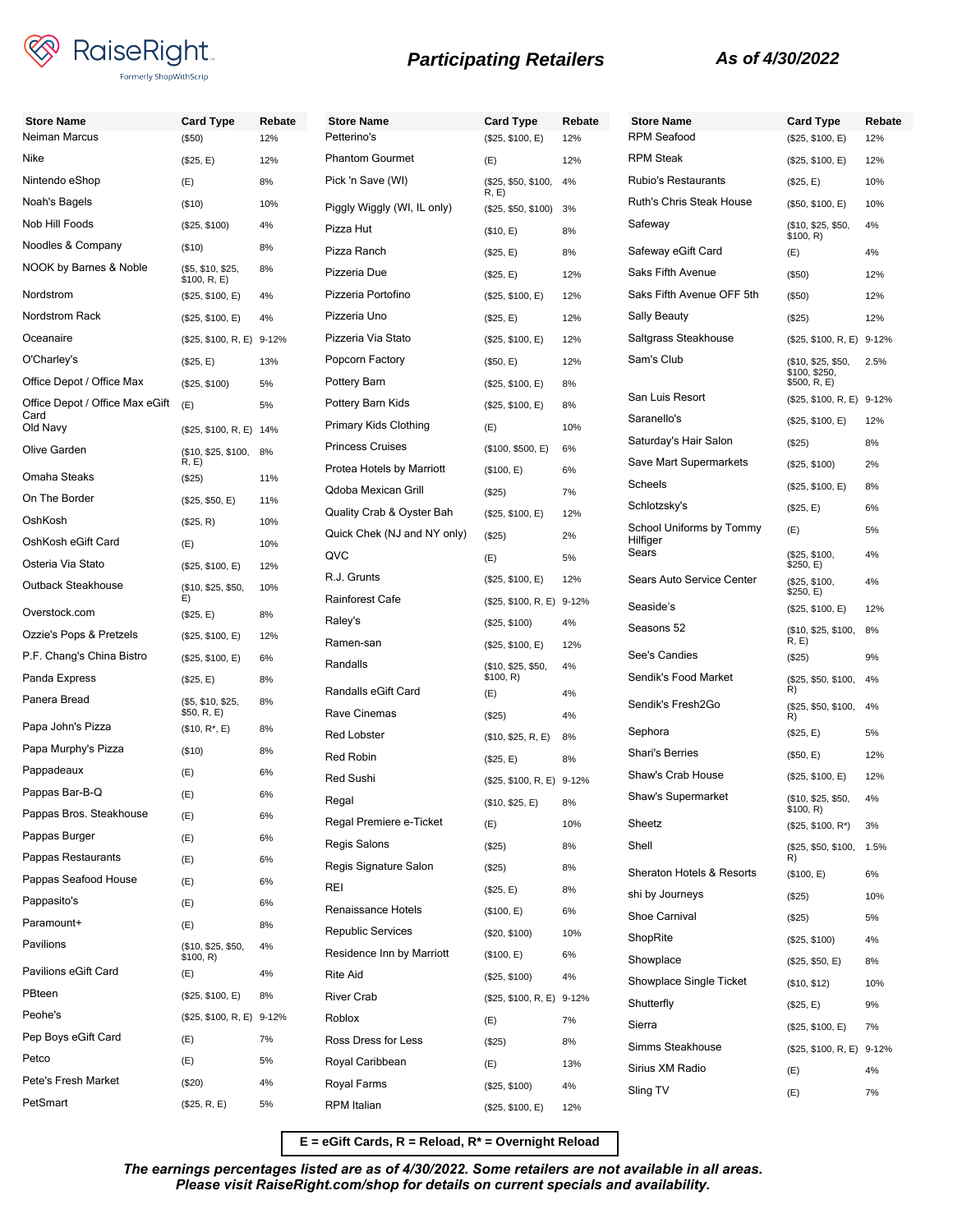RaiseRight Formerly ShopWithScrip

## Participating Retailers

### As of 4/30/2022

| Store Name | Card Type | Rebate |
|---|---|---|
| Neiman Marcus | ($50) | 12% |
| Nike | ($25, E) | 12% |
| Nintendo eShop | (E) | 8% |
| Noah's Bagels | ($10) | 10% |
| Nob Hill Foods | ($25, $100) | 4% |
| Noodles & Company | ($10) | 8% |
| NOOK by Barnes & Noble | ($5, $10, $25, $100, R, E) | 8% |
| Nordstrom | ($25, $100, E) | 4% |
| Nordstrom Rack | ($25, $100, E) | 4% |
| Oceanaire | ($25, $100, R, E) | 9-12% |
| O'Charley's | ($25, E) | 13% |
| Office Depot / Office Max | ($25, $100) | 5% |
| Office Depot / Office Max eGift Card | (E) | 5% |
| Old Navy | ($25, $100, R, E) | 14% |
| Olive Garden | ($10, $25, $100, R, E) | 8% |
| Omaha Steaks | ($25) | 11% |
| On The Border | ($25, $50, E) | 11% |
| OshKosh | ($25, R) | 10% |
| OshKosh eGift Card | (E) | 10% |
| Osteria Via Stato | ($25, $100, E) | 12% |
| Outback Steakhouse | ($10, $25, $50, E) | 10% |
| Overstock.com | ($25, E) | 8% |
| Ozzie's Pops & Pretzels | ($25, $100, E) | 12% |
| P.F. Chang's China Bistro | ($25, $100, E) | 6% |
| Panda Express | ($25, E) | 8% |
| Panera Bread | ($5, $10, $25, $50, R, E) | 8% |
| Papa John's Pizza | ($10, R*, E) | 8% |
| Papa Murphy's Pizza | ($10) | 8% |
| Pappadeaux | (E) | 6% |
| Pappas Bar-B-Q | (E) | 6% |
| Pappas Bros. Steakhouse | (E) | 6% |
| Pappas Burger | (E) | 6% |
| Pappas Restaurants | (E) | 6% |
| Pappas Seafood House | (E) | 6% |
| Pappasito's | (E) | 6% |
| Paramount+ | (E) | 8% |
| Pavilions | ($10, $25, $50, $100, R) | 4% |
| Pavilions eGift Card | (E) | 4% |
| PBteen | ($25, $100, E) | 8% |
| Peohe's | ($25, $100, R, E) | 9-12% |
| Pep Boys eGift Card | (E) | 7% |
| Petco | (E) | 5% |
| Pete's Fresh Market | ($20) | 4% |
| PetSmart | ($25, R, E) | 5% |
| Petterino's | ($25, $100, E) | 12% |
| Phantom Gourmet | (E) | 12% |
| Pick 'n Save (WI) | ($25, $50, $100, R, E) | 4% |
| Piggly Wiggly (WI, IL only) | ($25, $50, $100) | 3% |
| Pizza Hut | ($10, E) | 8% |
| Pizza Ranch | ($25, E) | 8% |
| Pizzeria Due | ($25, E) | 12% |
| Pizzeria Portofino | ($25, $100, E) | 12% |
| Pizzeria Uno | ($25, E) | 12% |
| Pizzeria Via Stato | ($25, $100, E) | 12% |
| Popcorn Factory | ($50, E) | 12% |
| Pottery Barn | ($25, $100, E) | 8% |
| Pottery Barn Kids | ($25, $100, E) | 8% |
| Primary Kids Clothing | (E) | 10% |
| Princess Cruises | ($100, $500, E) | 6% |
| Protea Hotels by Marriott | ($100, E) | 6% |
| Qdoba Mexican Grill | ($25) | 7% |
| Quality Crab & Oyster Bah | ($25, $100, E) | 12% |
| Quick Chek (NJ and NY only) | ($25) | 2% |
| QVC | (E) | 5% |
| R.J. Grunts | ($25, $100, E) | 12% |
| Rainforest Cafe | ($25, $100, R, E) | 9-12% |
| Raley's | ($25, $100) | 4% |
| Ramen-san | ($25, $100, E) | 12% |
| Randalls | ($10, $25, $50, $100, R) | 4% |
| Randalls eGift Card | (E) | 4% |
| Rave Cinemas | ($25) | 4% |
| Red Lobster | ($10, $25, R, E) | 8% |
| Red Robin | ($25, E) | 8% |
| Red Sushi | ($25, $100, R, E) | 9-12% |
| Regal | ($10, $25, E) | 8% |
| Regal Premiere e-Ticket | (E) | 10% |
| Regis Salons | ($25) | 8% |
| Regis Signature Salon | ($25) | 8% |
| REI | ($25, E) | 8% |
| Renaissance Hotels | ($100, E) | 6% |
| Republic Services | ($20, $100) | 10% |
| Residence Inn by Marriott | ($100, E) | 6% |
| Rite Aid | ($25, $100) | 4% |
| River Crab | ($25, $100, R, E) | 9-12% |
| Roblox | (E) | 7% |
| Ross Dress for Less | ($25) | 8% |
| Royal Caribbean | (E) | 13% |
| Royal Farms | ($25, $100) | 4% |
| RPM Italian | ($25, $100, E) | 12% |
| RPM Seafood | ($25, $100, E) | 12% |
| RPM Steak | ($25, $100, E) | 12% |
| Rubio's Restaurants | ($25, E) | 10% |
| Ruth's Chris Steak House | ($50, $100, E) | 10% |
| Safeway | ($10, $25, $50, $100, R) | 4% |
| Safeway eGift Card | (E) | 4% |
| Saks Fifth Avenue | ($50) | 12% |
| Saks Fifth Avenue OFF 5th | ($50) | 12% |
| Sally Beauty | ($25) | 12% |
| Saltgrass Steakhouse | ($25, $100, R, E) | 9-12% |
| Sam's Club | ($10, $25, $50, $100, $250, $500, R, E) | 2.5% |
| San Luis Resort | ($25, $100, R, E) | 9-12% |
| Saranello's | ($25, $100, E) | 12% |
| Saturday's Hair Salon | ($25) | 8% |
| Save Mart Supermarkets | ($25, $100) | 2% |
| Scheels | ($25, $100, E) | 8% |
| Schlotzsky's | ($25, E) | 6% |
| School Uniforms by Tommy Hilfiger | (E) | 5% |
| Sears | ($25, $100, $250, E) | 4% |
| Sears Auto Service Center | ($25, $100, $250, E) | 4% |
| Seaside's | ($25, $100, E) | 12% |
| Seasons 52 | ($10, $25, $100, R, E) | 8% |
| See's Candies | ($25) | 9% |
| Sendik's Food Market | ($25, $50, $100, R) | 4% |
| Sendik's Fresh2Go | ($25, $50, $100, R) | 4% |
| Sephora | ($25, E) | 5% |
| Shari's Berries | ($50, E) | 12% |
| Shaw's Crab House | ($25, $100, E) | 12% |
| Shaw's Supermarket | ($10, $25, $50, $100, R) | 4% |
| Sheetz | ($25, $100, R*) | 3% |
| Shell | ($25, $50, $100, R) | 1.5% |
| Sheraton Hotels & Resorts | ($100, E) | 6% |
| shi by Journeys | ($25) | 10% |
| Shoe Carnival | ($25) | 5% |
| ShopRite | ($25, $100) | 4% |
| Showplace | ($25, $50, E) | 8% |
| Showplace Single Ticket | ($10, $12) | 10% |
| Shutterfly | ($25, E) | 9% |
| Sierra | ($25, $100, E) | 7% |
| Simms Steakhouse | ($25, $100, R, E) | 9-12% |
| Sirius XM Radio | (E) | 4% |
| Sling TV | (E) | 7% |

**E = eGift Cards, R = Reload, R* = Overnight Reload**

***The earnings percentages listed are as of 4/30/2022. Some retailers are not available in all areas. Please visit RaiseRight.com/shop for details on current specials and availability.***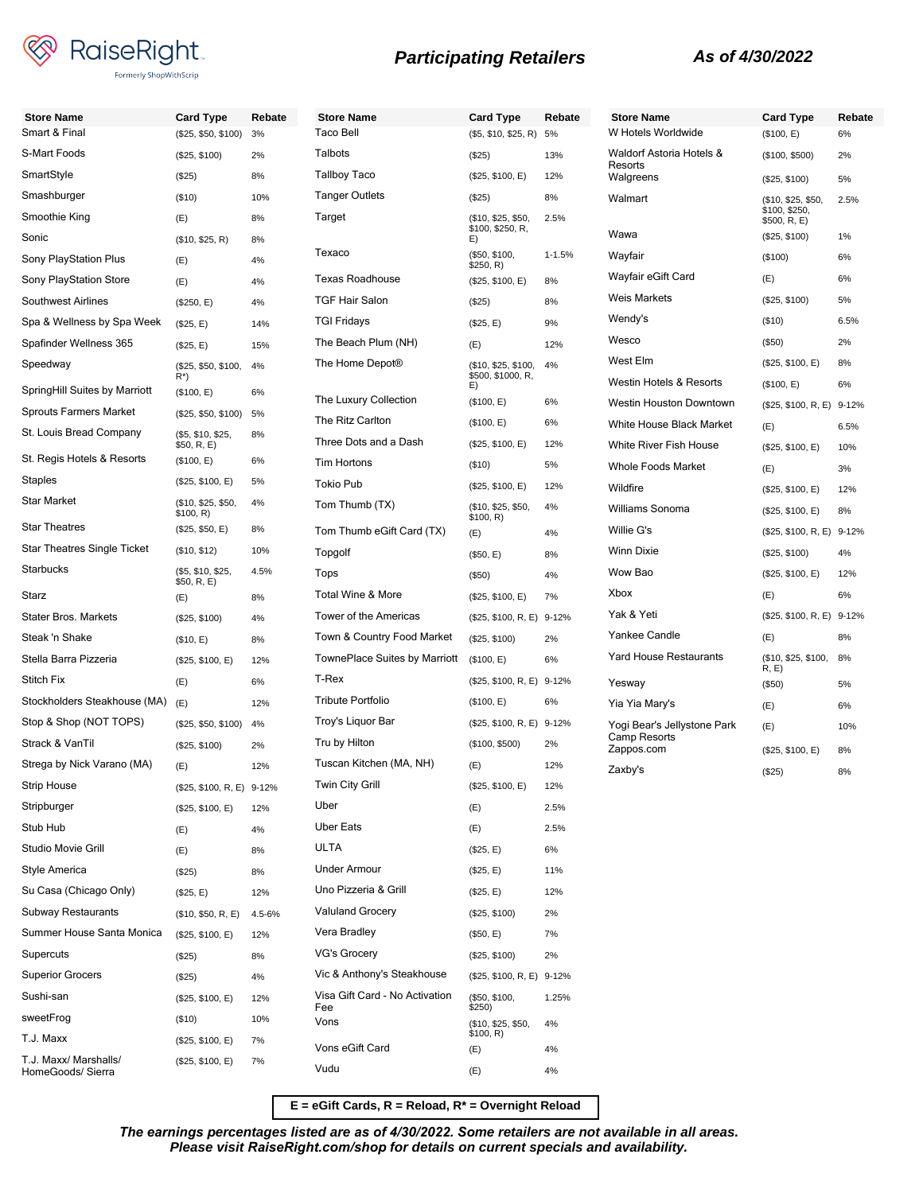RaiseRight
Formerly ShopWithScrip

## Participating Retailers

## As of 4/30/2022

| Store Name | Card Type | Rebate |
|---|---|---|
| Smart & Final | ($25, $50, $100) | 3% |
| S-Mart Foods | ($25, $100) | 2% |
| SmartStyle | ($25) | 8% |
| Smashburger | ($10) | 10% |
| Smoothie King | (E) | 8% |
| Sonic | ($10, $25, R) | 8% |
| Sony PlayStation Plus | (E) | 4% |
| Sony PlayStation Store | (E) | 4% |
| Southwest Airlines | ($250, E) | 4% |
| Spa & Wellness by Spa Week | ($25, E) | 14% |
| Spafinder Wellness 365 | ($25, E) | 15% |
| Speedway | ($25, $50, $100, R*) | 4% |
| SpringHill Suites by Marriott | ($100, E) | 6% |
| Sprouts Farmers Market | ($25, $50, $100) | 5% |
| St. Louis Bread Company | ($5, $10, $25, $50, R, E) | 8% |
| St. Regis Hotels & Resorts | ($100, E) | 6% |
| Staples | ($25, $100, E) | 5% |
| Star Market | ($10, $25, $50, $100, R) | 4% |
| Star Theatres | ($25, $50, E) | 8% |
| Star Theatres Single Ticket | ($10, $12) | 10% |
| Starbucks | ($5, $10, $25, $50, R, E) | 4.5% |
| Starz | (E) | 8% |
| Stater Bros. Markets | ($25, $100) | 4% |
| Steak 'n Shake | ($10, E) | 8% |
| Stella Barra Pizzeria | ($25, $100, E) | 12% |
| Stitch Fix | (E) | 6% |
| Stockholders Steakhouse (MA) | (E) | 12% |
| Stop & Shop (NOT TOPS) | ($25, $50, $100) | 4% |
| Strack & VanTil | ($25, $100) | 2% |
| Strega by Nick Varano (MA) | (E) | 12% |
| Strip House | ($25, $100, R, E) | 9-12% |
| Stripburger | ($25, $100, E) | 12% |
| Stub Hub | (E) | 4% |
| Studio Movie Grill | (E) | 8% |
| Style America | ($25) | 8% |
| Su Casa (Chicago Only) | ($25, E) | 12% |
| Subway Restaurants | ($10, $50, R, E) | 4.5-6% |
| Summer House Santa Monica | ($25, $100, E) | 12% |
| Supercuts | ($25) | 8% |
| Superior Grocers | ($25) | 4% |
| Sushi-san | ($25, $100, E) | 12% |
| sweetFrog | ($10) | 10% |
| T.J. Maxx | ($25, $100, E) | 7% |
| T.J. Maxx/ Marshalls/ HomeGoods/ Sierra | ($25, $100, E) | 7% |
| Taco Bell | ($5, $10, $25, R) | 5% |
| Talbots | ($25) | 13% |
| Tallboy Taco | ($25, $100, E) | 12% |
| Tanger Outlets | ($25) | 8% |
| Target | ($10, $25, $50, $100, $250, R, E) | 2.5% |
| Texaco | ($50, $100, $250, R) | 1-1.5% |
| Texas Roadhouse | ($25, $100, E) | 8% |
| TGF Hair Salon | ($25) | 8% |
| TGI Fridays | ($25, E) | 9% |
| The Beach Plum (NH) | (E) | 12% |
| The Home Depot® | ($10, $25, $100, $500, $1000, R, E) | 4% |
| The Luxury Collection | ($100, E) | 6% |
| The Ritz Carlton | ($100, E) | 6% |
| Three Dots and a Dash | ($25, $100, E) | 12% |
| Tim Hortons | ($10) | 5% |
| Tokio Pub | ($25, $100, E) | 12% |
| Tom Thumb (TX) | ($10, $25, $50, $100, R) | 4% |
| Tom Thumb eGift Card (TX) | (E) | 4% |
| Topgolf | ($50, E) | 8% |
| Tops | ($50) | 4% |
| Total Wine & More | ($25, $100, E) | 7% |
| Tower of the Americas | ($25, $100, R, E) | 9-12% |
| Town & Country Food Market | ($25, $100) | 2% |
| TownePlace Suites by Marriott | ($100, E) | 6% |
| T-Rex | ($25, $100, R, E) | 9-12% |
| Tribute Portfolio | ($100, E) | 6% |
| Troy's Liquor Bar | ($25, $100, R, E) | 9-12% |
| Tru by Hilton | ($100, $500) | 2% |
| Tuscan Kitchen (MA, NH) | (E) | 12% |
| Twin City Grill | ($25, $100, E) | 12% |
| Uber | (E) | 2.5% |
| Uber Eats | (E) | 2.5% |
| ULTA | ($25, E) | 6% |
| Under Armour | ($25, E) | 11% |
| Uno Pizzeria & Grill | ($25, E) | 12% |
| Valuland Grocery | ($25, $100) | 2% |
| Vera Bradley | ($50, E) | 7% |
| VG's Grocery | ($25, $100) | 2% |
| Vic & Anthony's Steakhouse | ($25, $100, R, E) | 9-12% |
| Visa Gift Card - No Activation Fee | ($50, $100, $250) | 1.25% |
| Vons | ($10, $25, $50, $100, R) | 4% |
| Vons eGift Card | (E) | 4% |
| Vudu | (E) | 4% |
| W Hotels Worldwide | ($100, E) | 6% |
| Waldorf Astoria Hotels & Resorts | ($100, $500) | 2% |
| Walgreens | ($25, $100) | 5% |
| Walmart | ($10, $25, $50, $100, $250, $500, R, E) | 2.5% |
| Wawa | ($25, $100) | 1% |
| Wayfair | ($100) | 6% |
| Wayfair eGift Card | (E) | 6% |
| Weis Markets | ($25, $100) | 5% |
| Wendy's | ($10) | 6.5% |
| Wesco | ($50) | 2% |
| West Elm | ($25, $100, E) | 8% |
| Westin Hotels & Resorts | ($100, E) | 6% |
| Westin Houston Downtown | ($25, $100, R, E) | 9-12% |
| White House Black Market | (E) | 6.5% |
| White River Fish House | ($25, $100, E) | 10% |
| Whole Foods Market | (E) | 3% |
| Wildfire | ($25, $100, E) | 12% |
| Williams Sonoma | ($25, $100, E) | 8% |
| Willie G's | ($25, $100, R, E) | 9-12% |
| Winn Dixie | ($25, $100) | 4% |
| Wow Bao | ($25, $100, E) | 12% |
| Xbox | (E) | 6% |
| Yak & Yeti | ($25, $100, R, E) | 9-12% |
| Yankee Candle | (E) | 8% |
| Yard House Restaurants | ($10, $25, $100, R, E) | 8% |
| Yesway | ($50) | 5% |
| Yia Yia Mary's | (E) | 6% |
| Yogi Bear's Jellystone Park Camp Resorts | (E) | 10% |
| Zappos.com | ($25, $100, E) | 8% |
| Zaxby's | ($25) | 8% |

**E = eGift Cards, R = Reload, R* = Overnight Reload**

***The earnings percentages listed are as of 4/30/2022. Some retailers are not available in all areas. Please visit RaiseRight.com/shop for details on current specials and availability.***